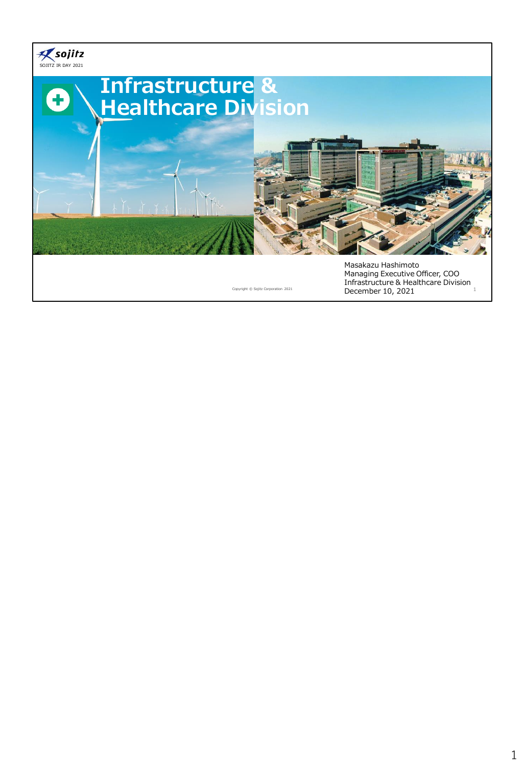# Infrastructure & Healthcare Division

SOJITZ IR DAY 2021

Masakazu Hashimoto
Managing Executive Officer, COO
Infrastructure & Healthcare Division
December 10, 2021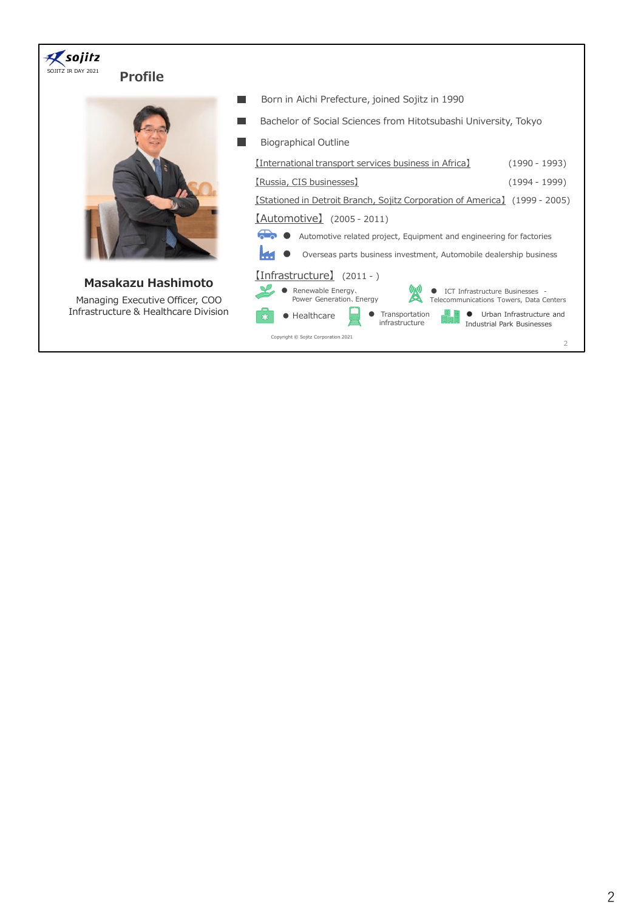## Profile

**Masakazu Hashimoto**

Managing Executive Officer, COO
Infrastructure & Healthcare Division

- Born in Aichi Prefecture, joined Sojitz in 1990
- Bachelor of Social Sciences from Hitotsubashi University, Tokyo
- Biographical Outline

【International transport services business in Africa】 (1990 - 1993)

【Russia, CIS businesses】 (1994 - 1999)

【Stationed in Detroit Branch, Sojitz Corporation of America】 (1999 - 2005)

【Automotive】 (2005 - 2011)

- Automotive related project, Equipment and engineering for factories
- Overseas parts business investment, Automobile dealership business

【Infrastructure】 (2011 - )

- Renewable Energy、Power Generation、Energy
- ICT Infrastructure Businesses - Telecommunications Towers, Data Centers
- Healthcare
- Transportation infrastructure
- Urban Infrastructure and Industrial Park Businesses

Copyright © Sojitz Corporation 2021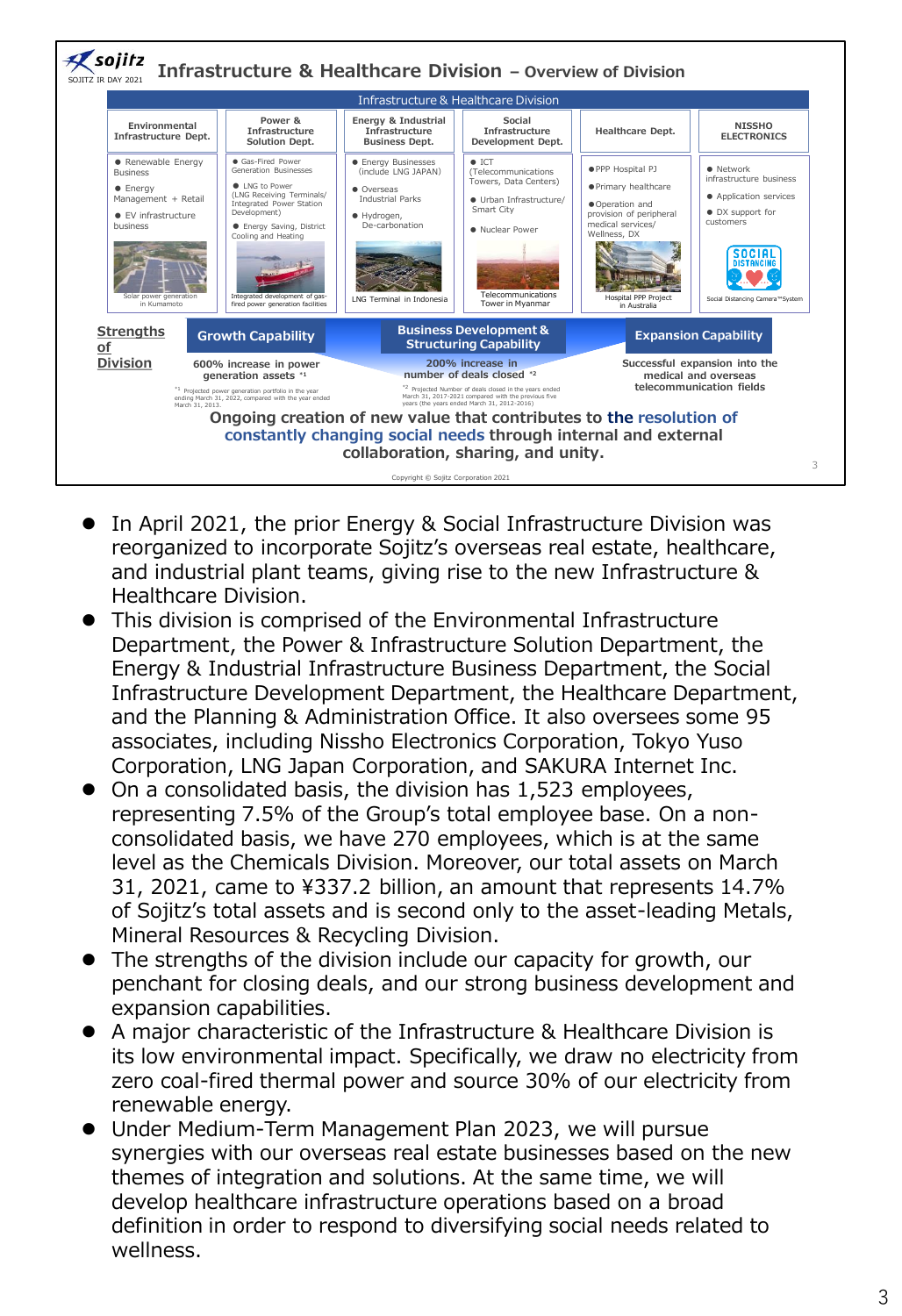# Infrastructure & Healthcare Division – Overview of Division

SOJITZ IR DAY 2021

Infrastructure & Healthcare Division

| Environmental Infrastructure Dept. | Power & Infrastructure Solution Dept. | Energy & Industrial Infrastructure Business Dept. | Social Infrastructure Development Dept. | Healthcare Dept. | NISSHO ELECTRONICS |
|---|---|---|---|---|---|
| ● Renewable Energy Business<br>● Energy Management + Retail<br>● EV infrastructure business | ● Gas-Fired Power Generation Businesses<br>● LNG to Power (LNG Receiving Terminals/ Integrated Power Station Development)<br>● Energy Saving, District Cooling and Heating | ● Energy Businesses (include LNG JAPAN)<br>● Overseas Industrial Parks<br>● Hydrogen, De-carbonation | ● ICT (Telecommunications Towers, Data Centers)<br>● Urban Infrastructure/ Smart City<br>● Nuclear Power | ● PPP Hospital PJ<br>● Primary healthcare<br>● Operation and provision of peripheral medical services/ Wellness, DX | ● Network infrastructure business<br>● Application services<br>● DX support for customers |
| Solar power generation in Kumamoto | Integrated development of gas-fired power generation facilities | LNG Terminal in Indonesia | Telecommunications Tower in Myanmar | Hospital PPP Project in Australia | Social Distancing Camera™System |

**Strengths of Division**

| Growth Capability | Business Development & Structuring Capability | Expansion Capability |
|---|---|---|
| 600% increase in power generation assets *1 | 200% increase in number of deals closed *2 | Successful expansion into the medical and overseas telecommunication fields |

*1 Projected power generation portfolio in the year ending March 31, 2022, compared with the year ended March 31, 2013.
*2 Projected Number of deals closed in the years ended March 31, 2017-2021 compared with the previous five years (the years ended March 31, 2012-2016)

**Ongoing creation of new value that contributes to the resolution of constantly changing social needs through internal and external collaboration, sharing, and unity.**

Copyright © Sojitz Corporation 2021

- In April 2021, the prior Energy & Social Infrastructure Division was reorganized to incorporate Sojitz's overseas real estate, healthcare, and industrial plant teams, giving rise to the new Infrastructure & Healthcare Division.
- This division is comprised of the Environmental Infrastructure Department, the Power & Infrastructure Solution Department, the Energy & Industrial Infrastructure Business Department, the Social Infrastructure Development Department, the Healthcare Department, and the Planning & Administration Office. It also oversees some 95 associates, including Nissho Electronics Corporation, Tokyo Yuso Corporation, LNG Japan Corporation, and SAKURA Internet Inc.
- On a consolidated basis, the division has 1,523 employees, representing 7.5% of the Group's total employee base. On a non-consolidated basis, we have 270 employees, which is at the same level as the Chemicals Division. Moreover, our total assets on March 31, 2021, came to ¥337.2 billion, an amount that represents 14.7% of Sojitz's total assets and is second only to the asset-leading Metals, Mineral Resources & Recycling Division.
- The strengths of the division include our capacity for growth, our penchant for closing deals, and our strong business development and expansion capabilities.
- A major characteristic of the Infrastructure & Healthcare Division is its low environmental impact. Specifically, we draw no electricity from zero coal-fired thermal power and source 30% of our electricity from renewable energy.
- Under Medium-Term Management Plan 2023, we will pursue synergies with our overseas real estate businesses based on the new themes of integration and solutions. At the same time, we will develop healthcare infrastructure operations based on a broad definition in order to respond to diversifying social needs related to wellness.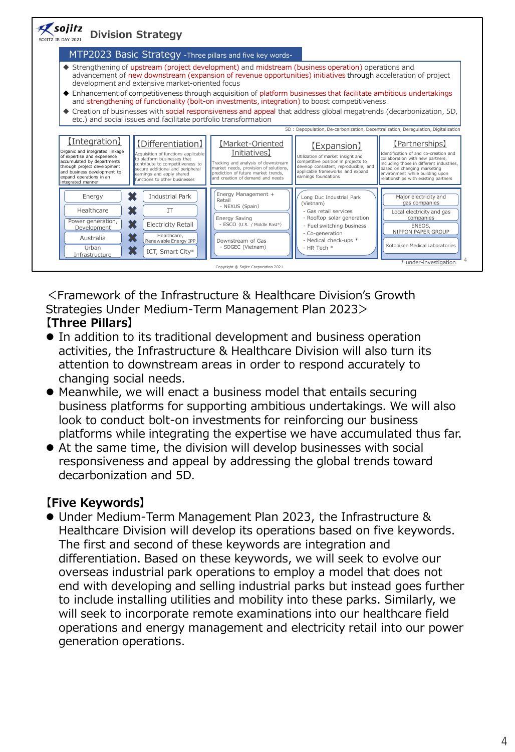## Division Strategy

SOJITZ IR DAY 2021

### MTP2023 Basic Strategy -Three pillars and five key words-

- Strengthening of upstream (project development) and midstream (business operation) operations and advancement of new downstream (expansion of revenue opportunities) initiatives through acceleration of project development and extensive market-oriented focus
- Enhancement of competitiveness through acquisition of platform businesses that facilitate ambitious undertakings and strengthening of functionality (bolt-on investments, integration) to boost competitiveness
- Creation of businesses with social responsiveness and appeal that address global megatrends (decarbonization, 5D, etc.) and social issues and facilitate portfolio transformation

5D : Depopulation, De-carbonization, Decentralization, Deregulation, Digitalization

| 【Integration】 | 【Differentiation】 | 【Market-Oriented Initiatives】 | 【Expansion】 | 【Partnerships】 |
|---|---|---|---|---|
| Organic and integrated linkage of expertise and experience accumulated by departments through project development and business development to expand operations in an integrated manner | Acquisition of functions applicable to platform businesses that contribute to competitiveness to secure additional and peripheral earnings and apply shared functions to other businesses | Tracking and analysis of downstream market needs, provision of solutions, prediction of future market trends, and creation of demand and needs | Utilization of market insight and competitive position in projects to develop consistent, reproducible, and applicable frameworks and expand earnings foundations | Identification of and co-creation and collaboration with new partners, including those in different industries, based on changing marketing environment while building upon relationships with existing partners |

| Integration | | Differentiation | Market-Oriented Initiatives | Expansion | Partnerships |
|---|---|---|---|---|---|
| Energy | ✖ | Industrial Park | Energy Management + Retail - NEXUS (Spain) | Long Duc Industrial Park (Vietnam) - Gas retail services - Rooftop solar generation - Fuel switching business - Co-generation - Medical check-ups * - HR Tech * | Major electricity and gas companies |
| Healthcare | ✖ | IT | Energy Saving - ESCO (U.S. / Middle East*) | | Local electricity and gas companies |
| Power generation, Development | ✖ | Electricity Retail | Downstream of Gas - SOGEC (Vietnam) | | ENEOS, NIPPON PAPER GROUP |
| Australia | ✖ | Healthcare, Renewable Energy IPP | | | Kotobiken Medical Laboratories |
| Urban Infrastructure | ✖ | ICT, Smart City* | | | |

\* under-investigation

Copyright © Sojitz Corporation 2021

<Framework of the Infrastructure & Healthcare Division's Growth Strategies Under Medium-Term Management Plan 2023>

**【Three Pillars】**

- In addition to its traditional development and business operation activities, the Infrastructure & Healthcare Division will also turn its attention to downstream areas in order to respond accurately to changing social needs.
- Meanwhile, we will enact a business model that entails securing business platforms for supporting ambitious undertakings. We will also look to conduct bolt-on investments for reinforcing our business platforms while integrating the expertise we have accumulated thus far.
- At the same time, the division will develop businesses with social responsiveness and appeal by addressing the global trends toward decarbonization and 5D.

**【Five Keywords】**

- Under Medium-Term Management Plan 2023, the Infrastructure & Healthcare Division will develop its operations based on five keywords. The first and second of these keywords are integration and differentiation. Based on these keywords, we will seek to evolve our overseas industrial park operations to employ a model that does not end with developing and selling industrial parks but instead goes further to include installing utilities and mobility into these parks. Similarly, we will seek to incorporate remote examinations into our healthcare field operations and energy management and electricity retail into our power generation operations.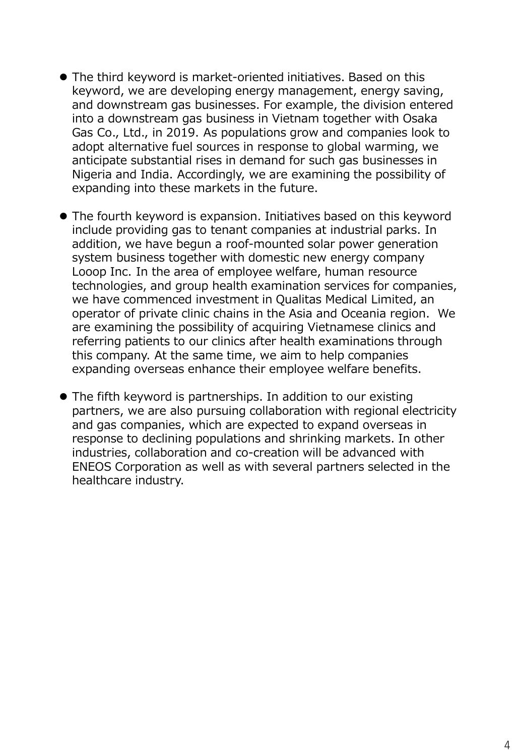- The third keyword is market-oriented initiatives. Based on this keyword, we are developing energy management, energy saving, and downstream gas businesses. For example, the division entered into a downstream gas business in Vietnam together with Osaka Gas Co., Ltd., in 2019. As populations grow and companies look to adopt alternative fuel sources in response to global warming, we anticipate substantial rises in demand for such gas businesses in Nigeria and India. Accordingly, we are examining the possibility of expanding into these markets in the future.

- The fourth keyword is expansion. Initiatives based on this keyword include providing gas to tenant companies at industrial parks. In addition, we have begun a roof-mounted solar power generation system business together with domestic new energy company Looop Inc. In the area of employee welfare, human resource technologies, and group health examination services for companies, we have commenced investment in Qualitas Medical Limited, an operator of private clinic chains in the Asia and Oceania region. We are examining the possibility of acquiring Vietnamese clinics and referring patients to our clinics after health examinations through this company. At the same time, we aim to help companies expanding overseas enhance their employee welfare benefits.

- The fifth keyword is partnerships. In addition to our existing partners, we are also pursuing collaboration with regional electricity and gas companies, which are expected to expand overseas in response to declining populations and shrinking markets. In other industries, collaboration and co-creation will be advanced with ENEOS Corporation as well as with several partners selected in the healthcare industry.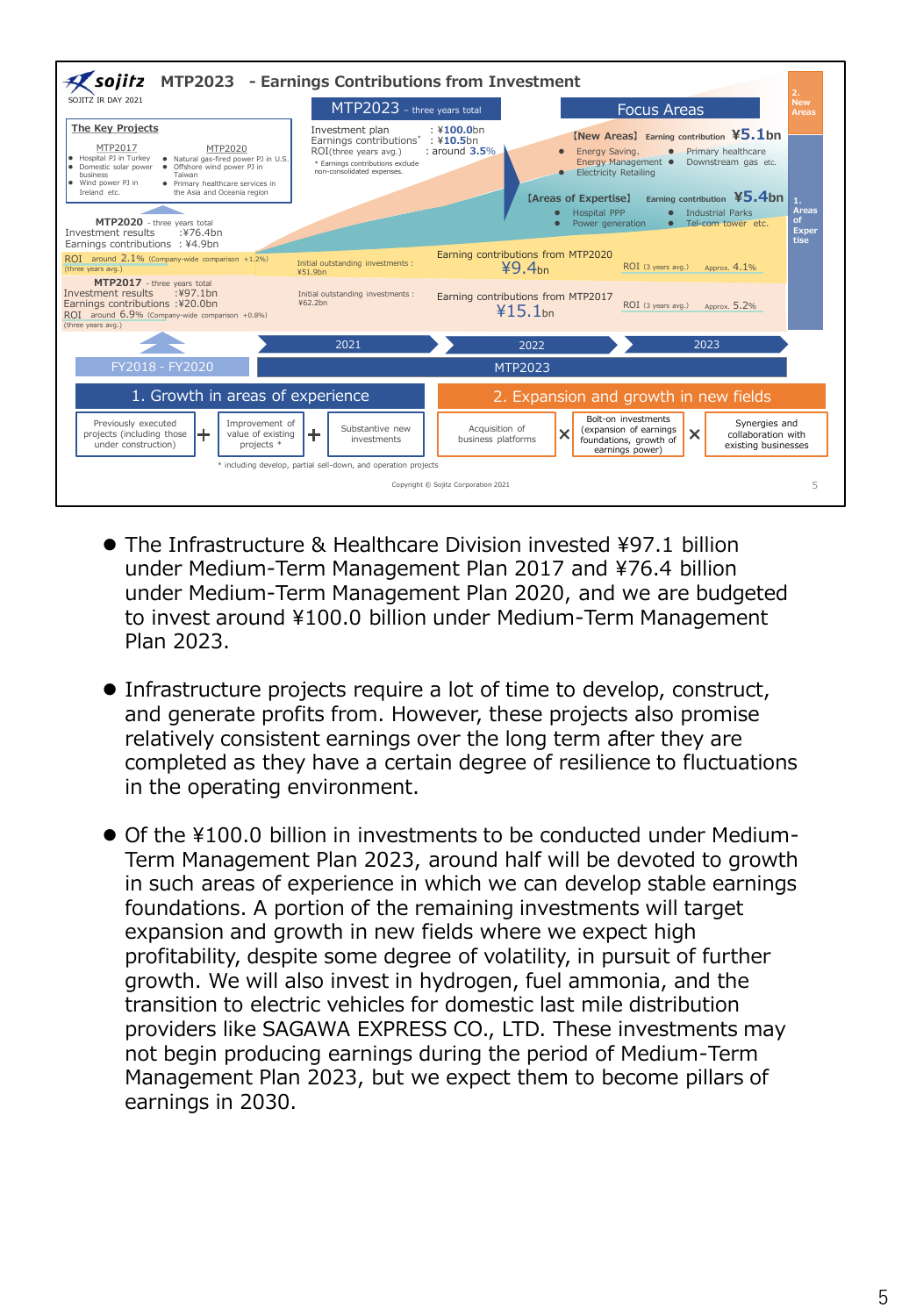**MTP2023 - Earnings Contributions from Investment**

SOJITZ IR DAY 2021

**The Key Projects**

MTP2017
- Hospital PJ in Turkey
- Domestic solar power business
- Wind power PJ in Ireland etc.

MTP2020
- Natural gas-fired power PJ in U.S.
- Offshore wind power PJ in Taiwan
- Primary healthcare services in the Asia and Oceania region

**MTP2020** - three years total
Investment results : ¥76.4bn
Earnings contributions : ¥4.9bn
ROI around 2.1% (Company-wide comparison +1.2%) (three years avg.)

**MTP2017** - three years total
Investment results : ¥97.1bn
Earnings contributions : ¥20.0bn
ROI around 6.9% (Company-wide comparison +0.8%) (three years avg.)

**MTP2023** - three years total
Investment plan : ¥100.0bn
Earnings contributions* : ¥10.5bn
ROI(three years avg.) : around 3.5%
\* Earnings contributions exclude non-consolidated expenses.

**Focus Areas**

【New Areas】 Earning contribution ¥5.1bn
- Energy Saving, Energy Management
- Electricity Retailing
- Primary healthcare
- Downstream gas etc.

【Areas of Expertise】 Earning contribution ¥5.4bn
- Hospital PPP
- Power generation
- Industrial Parks
- Tel-com tower etc.

Initial outstanding investments : ¥51.9bn — Earning contributions from MTP2020 ¥9.4bn — ROI (3 years avg.) Approx. 4.1%

Initial outstanding investments : ¥62.2bn — Earning contributions from MTP2017 ¥15.1bn — ROI (3 years avg.) Approx. 5.2%

FY2018 - FY2020 | MTP2023 (2021, 2022, 2023)

2. New Areas / 1. Areas of Expertise

1. Growth in areas of experience: Previously executed projects (including those under construction) + Improvement of value of existing projects * + Substantive new investments

2. Expansion and growth in new fields: Acquisition of business platforms × Bolt-on investments (expansion of earnings foundations, growth of earnings power) × Synergies and collaboration with existing businesses

\* including develop, partial sell-down, and operation projects

Copyright © Sojitz Corporation 2021

- The Infrastructure & Healthcare Division invested ¥97.1 billion under Medium-Term Management Plan 2017 and ¥76.4 billion under Medium-Term Management Plan 2020, and we are budgeted to invest around ¥100.0 billion under Medium-Term Management Plan 2023.

- Infrastructure projects require a lot of time to develop, construct, and generate profits from. However, these projects also promise relatively consistent earnings over the long term after they are completed as they have a certain degree of resilience to fluctuations in the operating environment.

- Of the ¥100.0 billion in investments to be conducted under Medium-Term Management Plan 2023, around half will be devoted to growth in such areas of experience in which we can develop stable earnings foundations. A portion of the remaining investments will target expansion and growth in new fields where we expect high profitability, despite some degree of volatility, in pursuit of further growth. We will also invest in hydrogen, fuel ammonia, and the transition to electric vehicles for domestic last mile distribution providers like SAGAWA EXPRESS CO., LTD. These investments may not begin producing earnings during the period of Medium-Term Management Plan 2023, but we expect them to become pillars of earnings in 2030.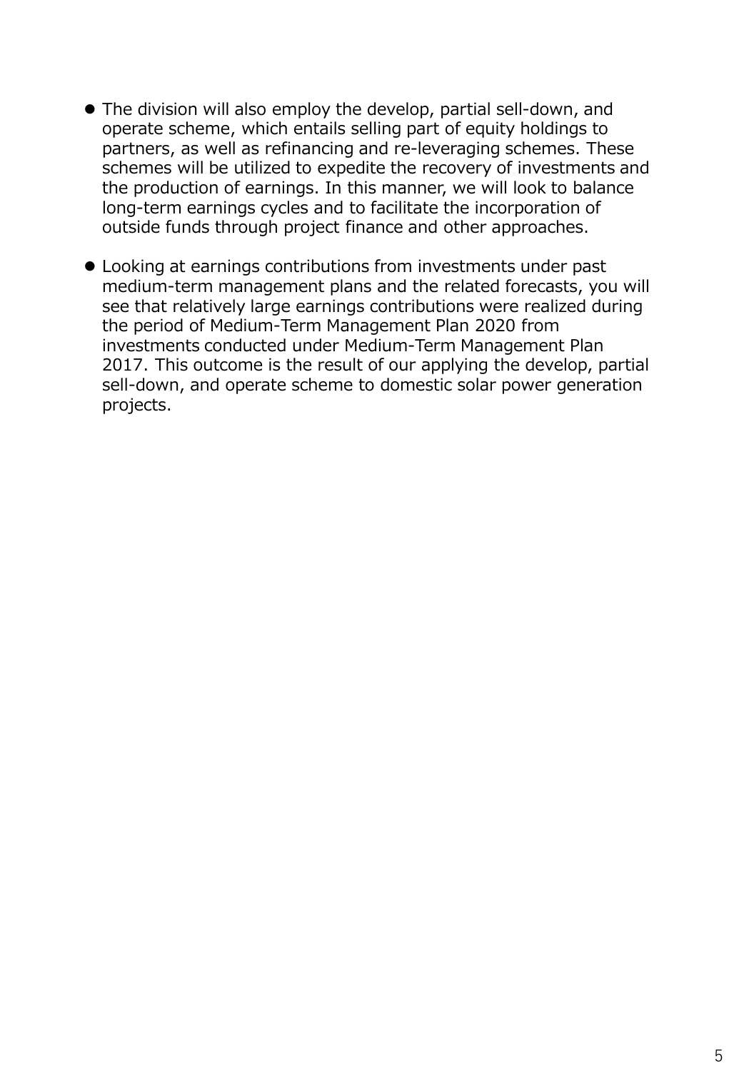- The division will also employ the develop, partial sell-down, and operate scheme, which entails selling part of equity holdings to partners, as well as refinancing and re-leveraging schemes. These schemes will be utilized to expedite the recovery of investments and the production of earnings. In this manner, we will look to balance long-term earnings cycles and to facilitate the incorporation of outside funds through project finance and other approaches.

- Looking at earnings contributions from investments under past medium-term management plans and the related forecasts, you will see that relatively large earnings contributions were realized during the period of Medium-Term Management Plan 2020 from investments conducted under Medium-Term Management Plan 2017. This outcome is the result of our applying the develop, partial sell-down, and operate scheme to domestic solar power generation projects.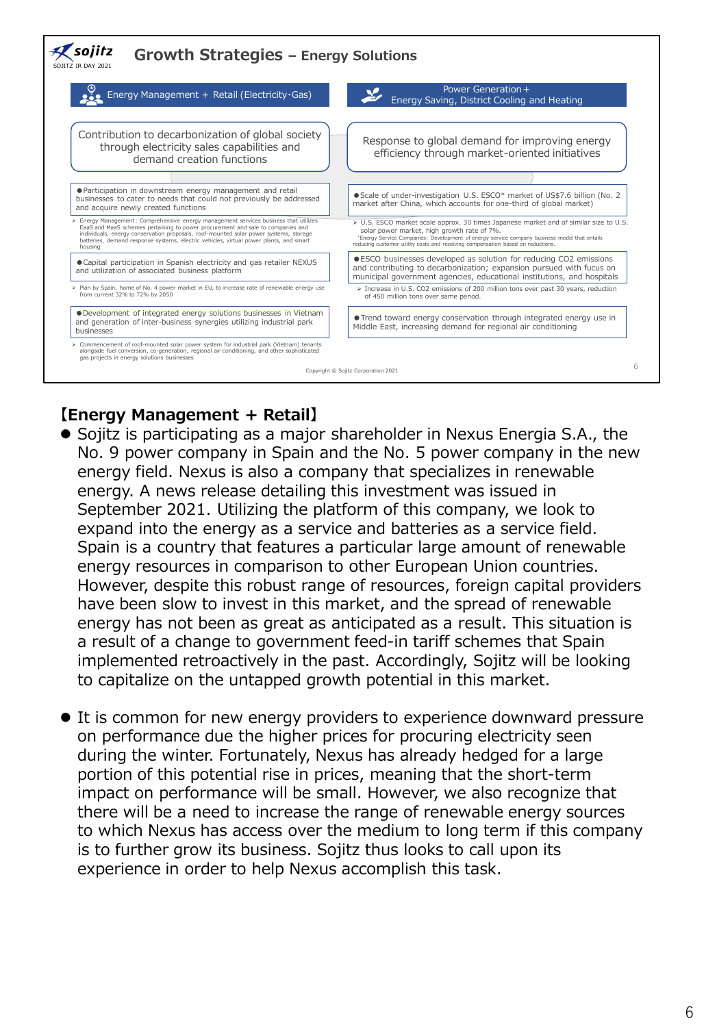# Growth Strategies – Energy Solutions

SOJITZ IR DAY 2021

| Energy Management ＋ Retail (Electricity･Gas) | Power Generation＋ Energy Saving, District Cooling and Heating |
|---|---|
| Contribution to decarbonization of global society through electricity sales capabilities and demand creation functions | Response to global demand for improving energy efficiency through market-oriented initiatives |
| ●Participation in downstream energy management and retail businesses to cater to needs that could not previously be addressed and acquire newly created functions | ●Scale of under-investigation U.S. ESCO* market of US$7.6 billion (No. 2 market after China, which accounts for one-third of global market) |
| ➢ Energy Management : Comprehensive energy management services business that utilizes EaaS and MaaS schemes pertaining to power procurement and sale to companies and individuals, energy conservation proposals, roof-mounted solar power systems, storage batteries, demand response systems, electric vehicles, virtual power plants, and smart housing | ➢ U.S. ESCO market scale approx. 30 times Japanese market and of similar size to U.S. solar power market, high growth rate of 7%. *Energy Service Companies: Development of energy service company business model that entails reducing customer utility costs and receiving compensation based on reductions. |
| ●Capital participation in Spanish electricity and gas retailer NEXUS and utilization of associated business platform | ●ESCO businesses developed as solution for reducing CO2 emissions and contributing to decarbonization; expansion pursued with fucus on municipal government agencies, educational institutions, and hospitals |
| ➢ Plan by Spain, home of No. 4 power market in EU, to increase rate of renewable energy use from current 32% to 72% by 2050 | ➢ Increase in U.S. CO2 emissions of 200 million tons over past 30 years, reduction of 450 million tons over same period. |
| ●Development of integrated energy solutions businesses in Vietnam and generation of inter-business synergies utilizing industrial park businesses | ●Trend toward energy conservation through integrated energy use in Middle East, increasing demand for regional air conditioning |
| ➢ Commencement of roof-mounted solar power system for industrial park (Vietnam) tenants alongside fuel conversion, co-generation, regional air conditioning, and other sophisticated gas projects in energy solutions businesses | |

Copyright © Sojitz Corporation 2021

**【Energy Management + Retail】**

- Sojitz is participating as a major shareholder in Nexus Energia S.A., the No. 9 power company in Spain and the No. 5 power company in the new energy field. Nexus is also a company that specializes in renewable energy. A news release detailing this investment was issued in September 2021. Utilizing the platform of this company, we look to expand into the energy as a service and batteries as a service field. Spain is a country that features a particular large amount of renewable energy resources in comparison to other European Union countries. However, despite this robust range of resources, foreign capital providers have been slow to invest in this market, and the spread of renewable energy has not been as great as anticipated as a result. This situation is a result of a change to government feed-in tariff schemes that Spain implemented retroactively in the past. Accordingly, Sojitz will be looking to capitalize on the untapped growth potential in this market.

- It is common for new energy providers to experience downward pressure on performance due the higher prices for procuring electricity seen during the winter. Fortunately, Nexus has already hedged for a large portion of this potential rise in prices, meaning that the short-term impact on performance will be small. However, we also recognize that there will be a need to increase the range of renewable energy sources to which Nexus has access over the medium to long term if this company is to further grow its business. Sojitz thus looks to call upon its experience in order to help Nexus accomplish this task.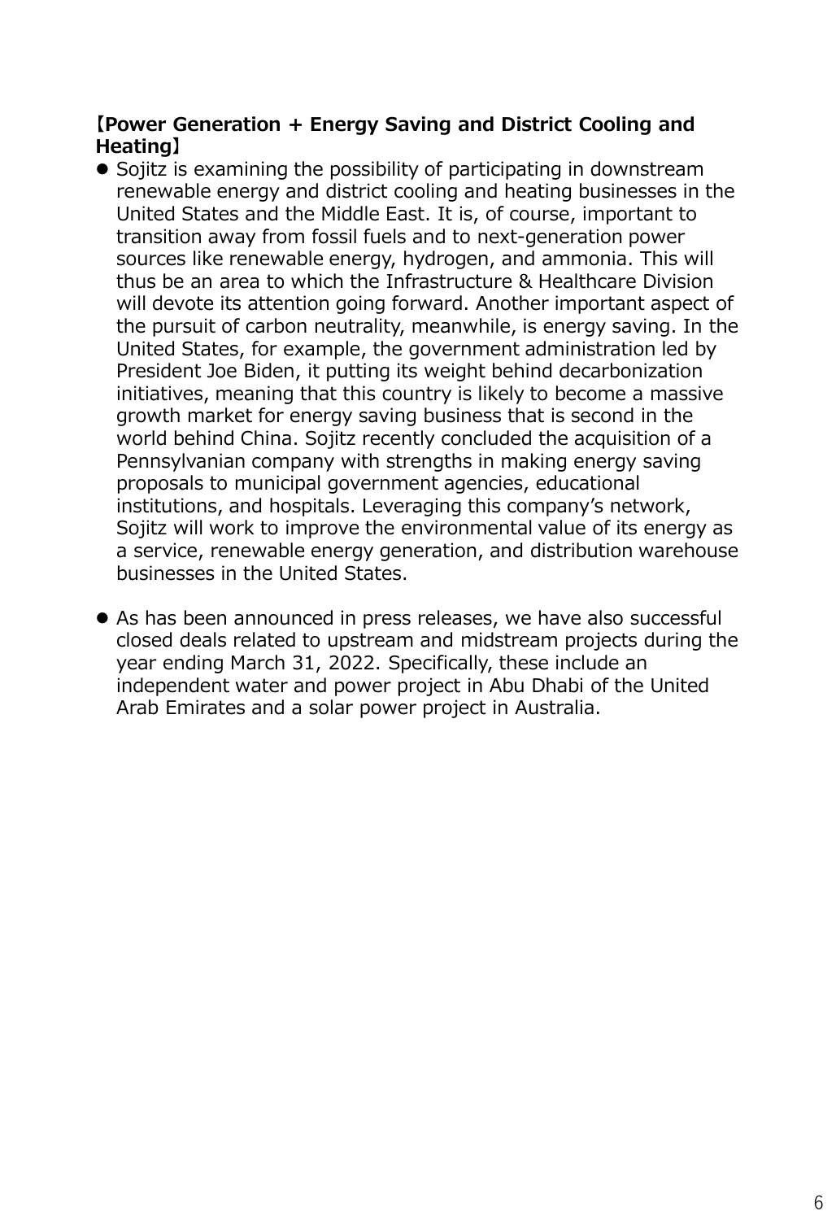**【Power Generation + Energy Saving and District Cooling and Heating】**

- Sojitz is examining the possibility of participating in downstream renewable energy and district cooling and heating businesses in the United States and the Middle East. It is, of course, important to transition away from fossil fuels and to next-generation power sources like renewable energy, hydrogen, and ammonia. This will thus be an area to which the Infrastructure & Healthcare Division will devote its attention going forward. Another important aspect of the pursuit of carbon neutrality, meanwhile, is energy saving. In the United States, for example, the government administration led by President Joe Biden, it putting its weight behind decarbonization initiatives, meaning that this country is likely to become a massive growth market for energy saving business that is second in the world behind China. Sojitz recently concluded the acquisition of a Pennsylvanian company with strengths in making energy saving proposals to municipal government agencies, educational institutions, and hospitals. Leveraging this company's network, Sojitz will work to improve the environmental value of its energy as a service, renewable energy generation, and distribution warehouse businesses in the United States.

- As has been announced in press releases, we have also successful closed deals related to upstream and midstream projects during the year ending March 31, 2022. Specifically, these include an independent water and power project in Abu Dhabi of the United Arab Emirates and a solar power project in Australia.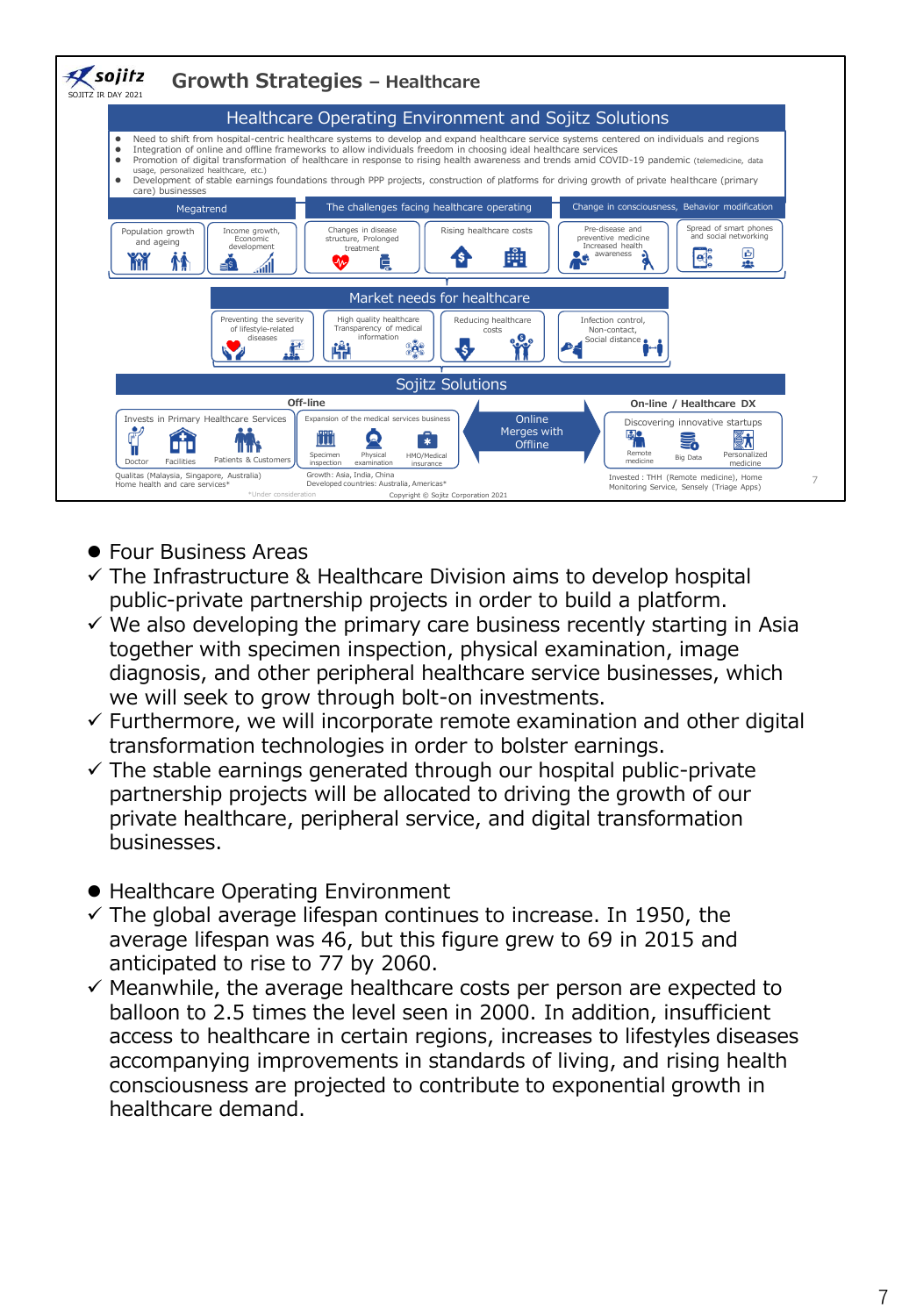## Growth Strategies – Healthcare

SOJITZ IR DAY 2021

### Healthcare Operating Environment and Sojitz Solutions

- Need to shift from hospital-centric healthcare systems to develop and expand healthcare service systems centered on individuals and regions
- Integration of online and offline frameworks to allow individuals freedom in choosing ideal healthcare services
- Promotion of digital transformation of healthcare in response to rising health awareness and trends amid COVID-19 pandemic (telemedicine, data usage, personalized healthcare, etc.)
- Development of stable earnings foundations through PPP projects, construction of platforms for driving growth of private healthcare (primary care) businesses

| Megatrend | | The challenges facing healthcare operating | | Change in consciousness, Behavior modification | |
|---|---|---|---|---|---|
| Population growth and ageing | Income growth, Economic development | Changes in disease structure, Prolonged treatment | Rising healthcare costs | Pre-disease and preventive medicine Increased health awareness | Spread of smart phones and social networking |

**Market needs for healthcare**

- Preventing the severity of lifestyle-related diseases
- High quality healthcare Transparency of medical information
- Reducing healthcare costs
- Infection control, Non-contact, Social distance

**Sojitz Solutions**

**Off-line**

- Invests in Primary Healthcare Services: Doctor, Facilities, Patients & Customers
  - Qualitas (Malaysia, Singapore, Australia)
  - Home health and care services*
- Expansion of the medical services business: Specimen inspection, Physical examination, HMO/Medical insurance
  - Growth: Asia, India, China
  - Developed countries: Australia, Americas*

**Online Merges with Offline**

**On-line / Healthcare DX**

- Discovering innovative startups: Remote medicine, Big Data, Personalized medicine
  - Invested : THH (Remote medicine), Home Monitoring Service, Sensely (Triage Apps)

*Under consideration

Copyright © Sojitz Corporation 2021

- Four Business Areas
  - ✓ The Infrastructure & Healthcare Division aims to develop hospital public-private partnership projects in order to build a platform.
  - ✓ We also developing the primary care business recently starting in Asia together with specimen inspection, physical examination, image diagnosis, and other peripheral healthcare service businesses, which we will seek to grow through bolt-on investments.
  - ✓ Furthermore, we will incorporate remote examination and other digital transformation technologies in order to bolster earnings.
  - ✓ The stable earnings generated through our hospital public-private partnership projects will be allocated to driving the growth of our private healthcare, peripheral service, and digital transformation businesses.

- Healthcare Operating Environment
  - ✓ The global average lifespan continues to increase. In 1950, the average lifespan was 46, but this figure grew to 69 in 2015 and anticipated to rise to 77 by 2060.
  - ✓ Meanwhile, the average healthcare costs per person are expected to balloon to 2.5 times the level seen in 2000. In addition, insufficient access to healthcare in certain regions, increases to lifestyles diseases accompanying improvements in standards of living, and rising health consciousness are projected to contribute to exponential growth in healthcare demand.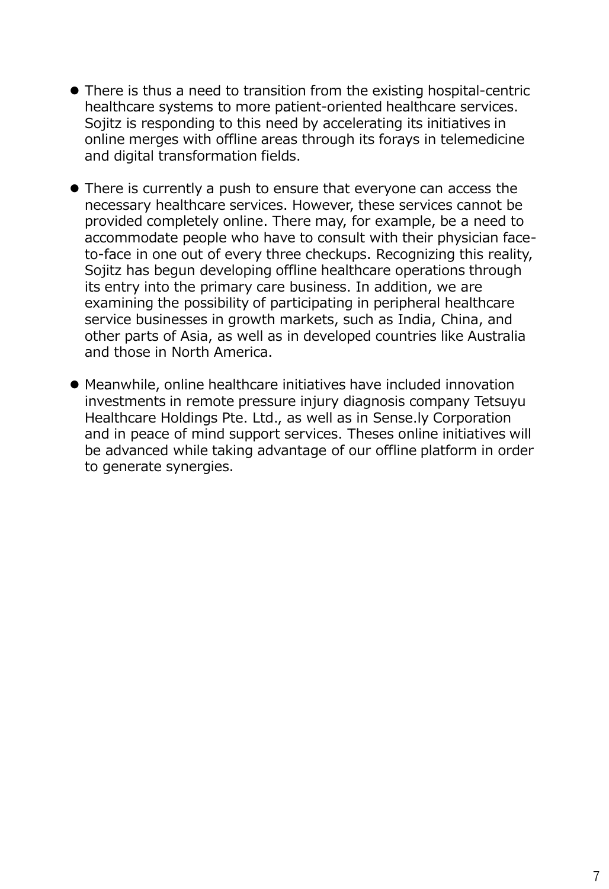- There is thus a need to transition from the existing hospital-centric healthcare systems to more patient-oriented healthcare services. Sojitz is responding to this need by accelerating its initiatives in online merges with offline areas through its forays in telemedicine and digital transformation fields.

- There is currently a push to ensure that everyone can access the necessary healthcare services. However, these services cannot be provided completely online. There may, for example, be a need to accommodate people who have to consult with their physician face-to-face in one out of every three checkups. Recognizing this reality, Sojitz has begun developing offline healthcare operations through its entry into the primary care business. In addition, we are examining the possibility of participating in peripheral healthcare service businesses in growth markets, such as India, China, and other parts of Asia, as well as in developed countries like Australia and those in North America.

- Meanwhile, online healthcare initiatives have included innovation investments in remote pressure injury diagnosis company Tetsuyu Healthcare Holdings Pte. Ltd., as well as in Sense.ly Corporation and in peace of mind support services. Theses online initiatives will be advanced while taking advantage of our offline platform in order to generate synergies.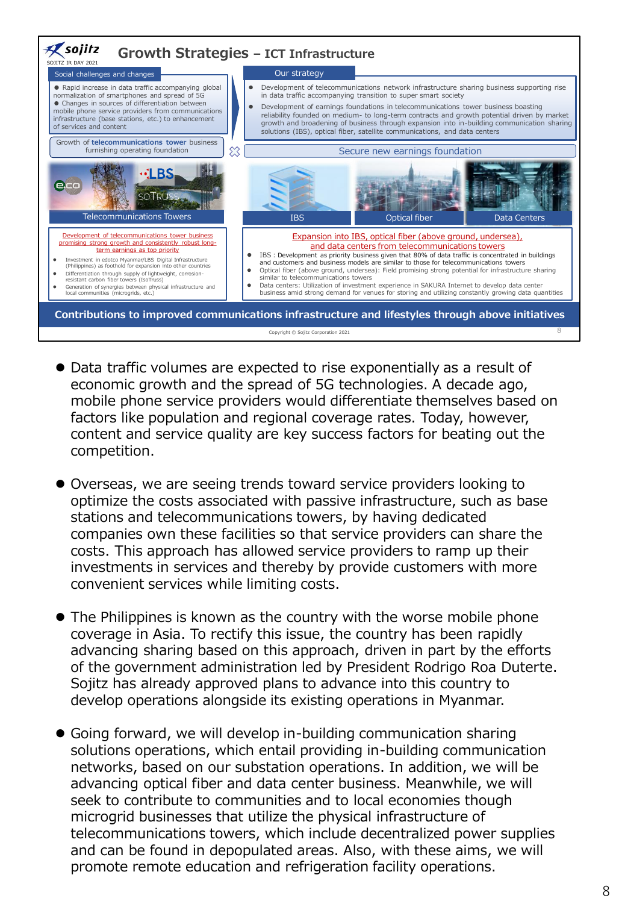## Growth Strategies – ICT Infrastructure

**Social challenges and changes**

- Rapid increase in data traffic accompanying global normalization of smartphones and spread of 5G
- Changes in sources of differentiation between mobile phone service providers from communications infrastructure (base stations, etc.) to enhancement of services and content

Growth of **telecommunications tower** business furnishing operating foundation

**Our strategy**

- Development of telecommunications network infrastructure sharing business supporting rise in data traffic accompanying transition to super smart society
- Development of earnings foundations in telecommunications tower business boasting reliability founded on medium- to long-term contracts and growth potential driven by market growth and broadening of business through expansion into in-building communication sharing solutions (IBS), optical fiber, satellite communications, and data centers

Secure new earnings foundation

**Telecommunications Towers**

Development of telecommunications tower business promising strong growth and consistently robust long-term earnings as top priority

- Investment in edotco Myanmar/LBS Digital Infrastructure (Philippines) as foothold for expansion into other countries
- Differentiation through supply of lightweight, corrosion-resistant carbon fiber towers (IsoTruss)
- Generation of synergies between physical infrastructure and local communities (microgrids, etc.)

**IBS / Optical fiber / Data Centers**

Expansion into IBS, optical fiber (above ground, undersea), and data centers from telecommunications towers

- IBS : Development as priority business given that 80% of data traffic is concentrated in buildings and customers and business models are similar to those for telecommunications towers
- Optical fiber (above ground, undersea): Field promising strong potential for infrastructure sharing similar to telecommunications towers
- Data centers: Utilization of investment experience in SAKURA Internet to develop data center business amid strong demand for venues for storing and utilizing constantly growing data quantities

**Contributions to improved communications infrastructure and lifestyles through above initiatives**

- Data traffic volumes are expected to rise exponentially as a result of economic growth and the spread of 5G technologies. A decade ago, mobile phone service providers would differentiate themselves based on factors like population and regional coverage rates. Today, however, content and service quality are key success factors for beating out the competition.

- Overseas, we are seeing trends toward service providers looking to optimize the costs associated with passive infrastructure, such as base stations and telecommunications towers, by having dedicated companies own these facilities so that service providers can share the costs. This approach has allowed service providers to ramp up their investments in services and thereby by provide customers with more convenient services while limiting costs.

- The Philippines is known as the country with the worse mobile phone coverage in Asia. To rectify this issue, the country has been rapidly advancing sharing based on this approach, driven in part by the efforts of the government administration led by President Rodrigo Roa Duterte. Sojitz has already approved plans to advance into this country to develop operations alongside its existing operations in Myanmar.

- Going forward, we will develop in-building communication sharing solutions operations, which entail providing in-building communication networks, based on our substation operations. In addition, we will be advancing optical fiber and data center business. Meanwhile, we will seek to contribute to communities and to local economies though microgrid businesses that utilize the physical infrastructure of telecommunications towers, which include decentralized power supplies and can be found in depopulated areas. Also, with these aims, we will promote remote education and refrigeration facility operations.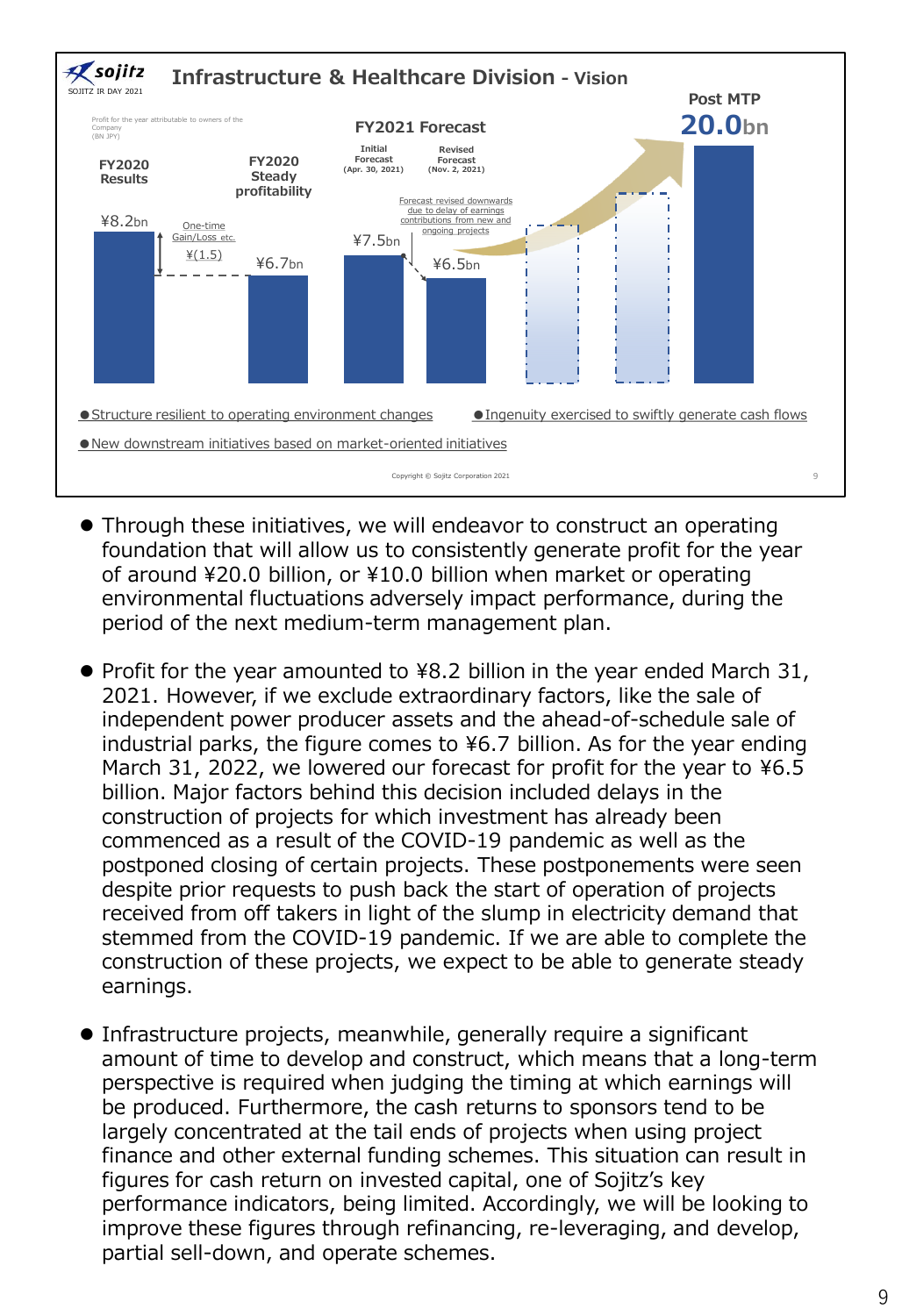## Infrastructure & Healthcare Division - Vision

SOJITZ IR DAY 2021

Profit for the year attributable to owners of the Company (BN JPY)

| FY2020 Results | FY2020 Steady profitability | FY2021 Forecast Initial Forecast (Apr. 30, 2021) | FY2021 Forecast Revised Forecast (Nov. 2, 2021) | Post MTP |
|---|---|---|---|---|
| ¥8.2bn | ¥6.7bn | ¥7.5bn | ¥6.5bn | 20.0bn |

One-time Gain/Loss etc. ¥(1.5)

Forecast revised downwards due to delay of earnings contributions from new and ongoing projects

- Structure resilient to operating environment changes
- Ingenuity exercised to swiftly generate cash flows
- New downstream initiatives based on market-oriented initiatives

Copyright © Sojitz Corporation 2021

- Through these initiatives, we will endeavor to construct an operating foundation that will allow us to consistently generate profit for the year of around ¥20.0 billion, or ¥10.0 billion when market or operating environmental fluctuations adversely impact performance, during the period of the next medium-term management plan.
- Profit for the year amounted to ¥8.2 billion in the year ended March 31, 2021. However, if we exclude extraordinary factors, like the sale of independent power producer assets and the ahead-of-schedule sale of industrial parks, the figure comes to ¥6.7 billion. As for the year ending March 31, 2022, we lowered our forecast for profit for the year to ¥6.5 billion. Major factors behind this decision included delays in the construction of projects for which investment has already been commenced as a result of the COVID-19 pandemic as well as the postponed closing of certain projects. These postponements were seen despite prior requests to push back the start of operation of projects received from off takers in light of the slump in electricity demand that stemmed from the COVID-19 pandemic. If we are able to complete the construction of these projects, we expect to be able to generate steady earnings.
- Infrastructure projects, meanwhile, generally require a significant amount of time to develop and construct, which means that a long-term perspective is required when judging the timing at which earnings will be produced. Furthermore, the cash returns to sponsors tend to be largely concentrated at the tail ends of projects when using project finance and other external funding schemes. This situation can result in figures for cash return on invested capital, one of Sojitz's key performance indicators, being limited. Accordingly, we will be looking to improve these figures through refinancing, re-leveraging, and develop, partial sell-down, and operate schemes.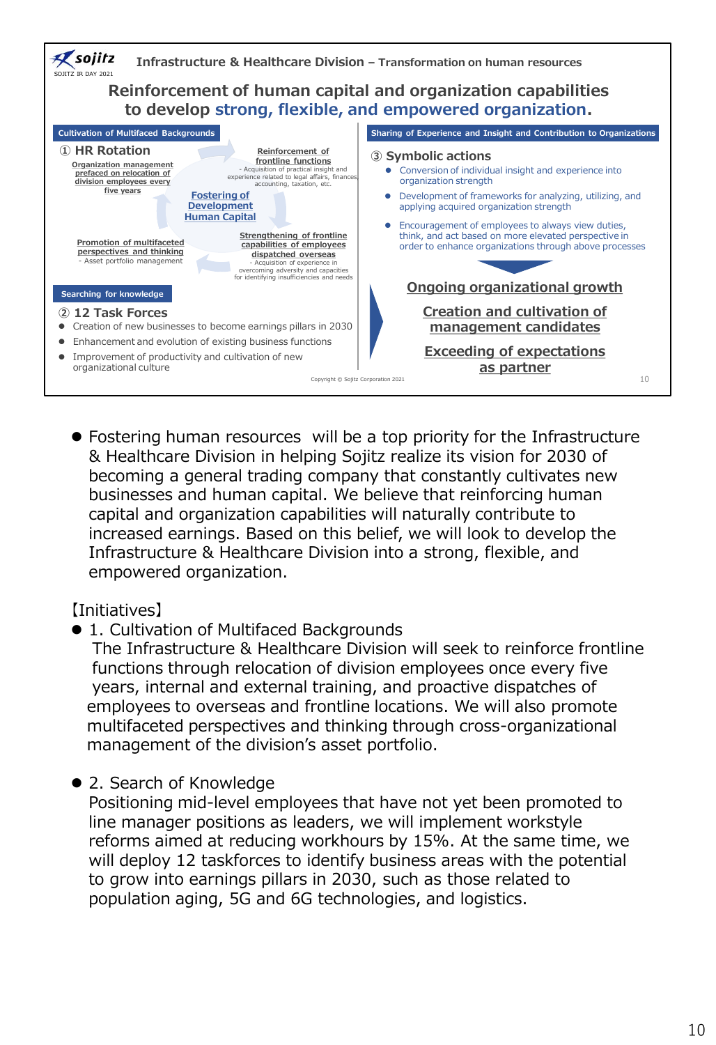Infrastructure & Healthcare Division – Transformation on human resources

## Reinforcement of human capital and organization capabilities to develop **strong, flexible, and empowered organization**.

**Cultivation of Multifaced Backgrounds**

① HR Rotation

- Organization management prefaced on relocation of division employees every five years
- Reinforcement of frontline functions
  - Acquisition of practical insight and experience related to legal affairs, finances, accounting, taxation, etc.
- Fostering of Development Human Capital
- Strengthening of frontline capabilities of employees dispatched overseas
  - Acquisition of experience in overcoming adversity and capacities for identifying insufficiencies and needs
- Promotion of multifaceted perspectives and thinking
  - Asset portfolio management

**Searching for knowledge**

② 12 Task Forces

- Creation of new businesses to become earnings pillars in 2030
- Enhancement and evolution of existing business functions
- Improvement of productivity and cultivation of new organizational culture

**Sharing of Experience and Insight and Contribution to Organizations**

③ Symbolic actions

- Conversion of individual insight and experience into organization strength
- Development of frameworks for analyzing, utilizing, and applying acquired organization strength
- Encouragement of employees to always view duties, think, and act based on more elevated perspective in order to enhance organizations through above processes

**Ongoing organizational growth**

**Creation and cultivation of management candidates**

**Exceeding of expectations as partner**

Copyright © Sojitz Corporation 2021

- Fostering human resources will be a top priority for the Infrastructure & Healthcare Division in helping Sojitz realize its vision for 2030 of becoming a general trading company that constantly cultivates new businesses and human capital. We believe that reinforcing human capital and organization capabilities will naturally contribute to increased earnings. Based on this belief, we will look to develop the Infrastructure & Healthcare Division into a strong, flexible, and empowered organization.

【Initiatives】

- 1. Cultivation of Multifaced Backgrounds
  The Infrastructure & Healthcare Division will seek to reinforce frontline functions through relocation of division employees once every five years, internal and external training, and proactive dispatches of employees to overseas and frontline locations. We will also promote multifaceted perspectives and thinking through cross-organizational management of the division's asset portfolio.

- 2. Search of Knowledge
  Positioning mid-level employees that have not yet been promoted to line manager positions as leaders, we will implement workstyle reforms aimed at reducing workhours by 15%. At the same time, we will deploy 12 taskforces to identify business areas with the potential to grow into earnings pillars in 2030, such as those related to population aging, 5G and 6G technologies, and logistics.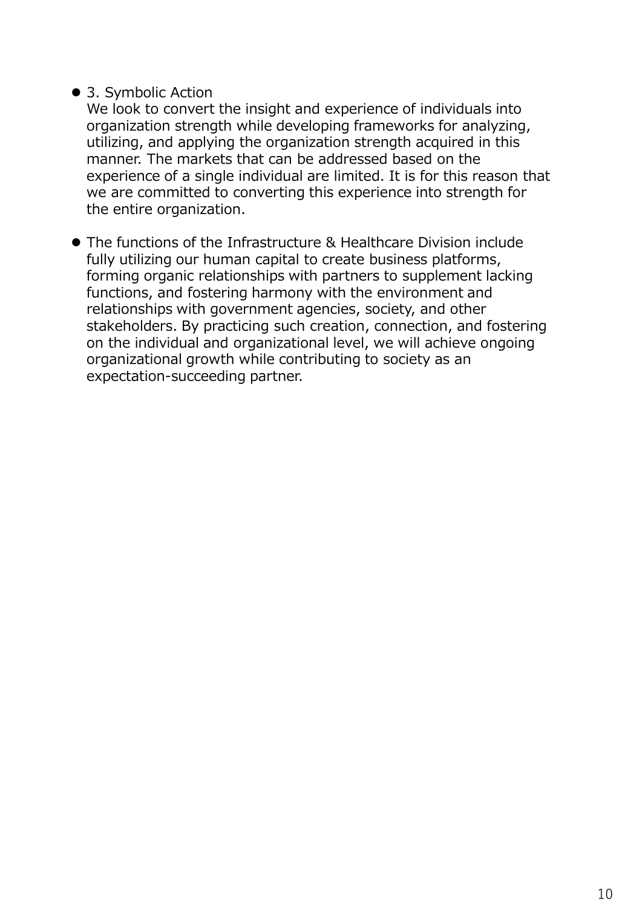- 3. Symbolic Action
  We look to convert the insight and experience of individuals into organization strength while developing frameworks for analyzing, utilizing, and applying the organization strength acquired in this manner. The markets that can be addressed based on the experience of a single individual are limited. It is for this reason that we are committed to converting this experience into strength for the entire organization.

- The functions of the Infrastructure & Healthcare Division include fully utilizing our human capital to create business platforms, forming organic relationships with partners to supplement lacking functions, and fostering harmony with the environment and relationships with government agencies, society, and other stakeholders. By practicing such creation, connection, and fostering on the individual and organizational level, we will achieve ongoing organizational growth while contributing to society as an expectation-succeeding partner.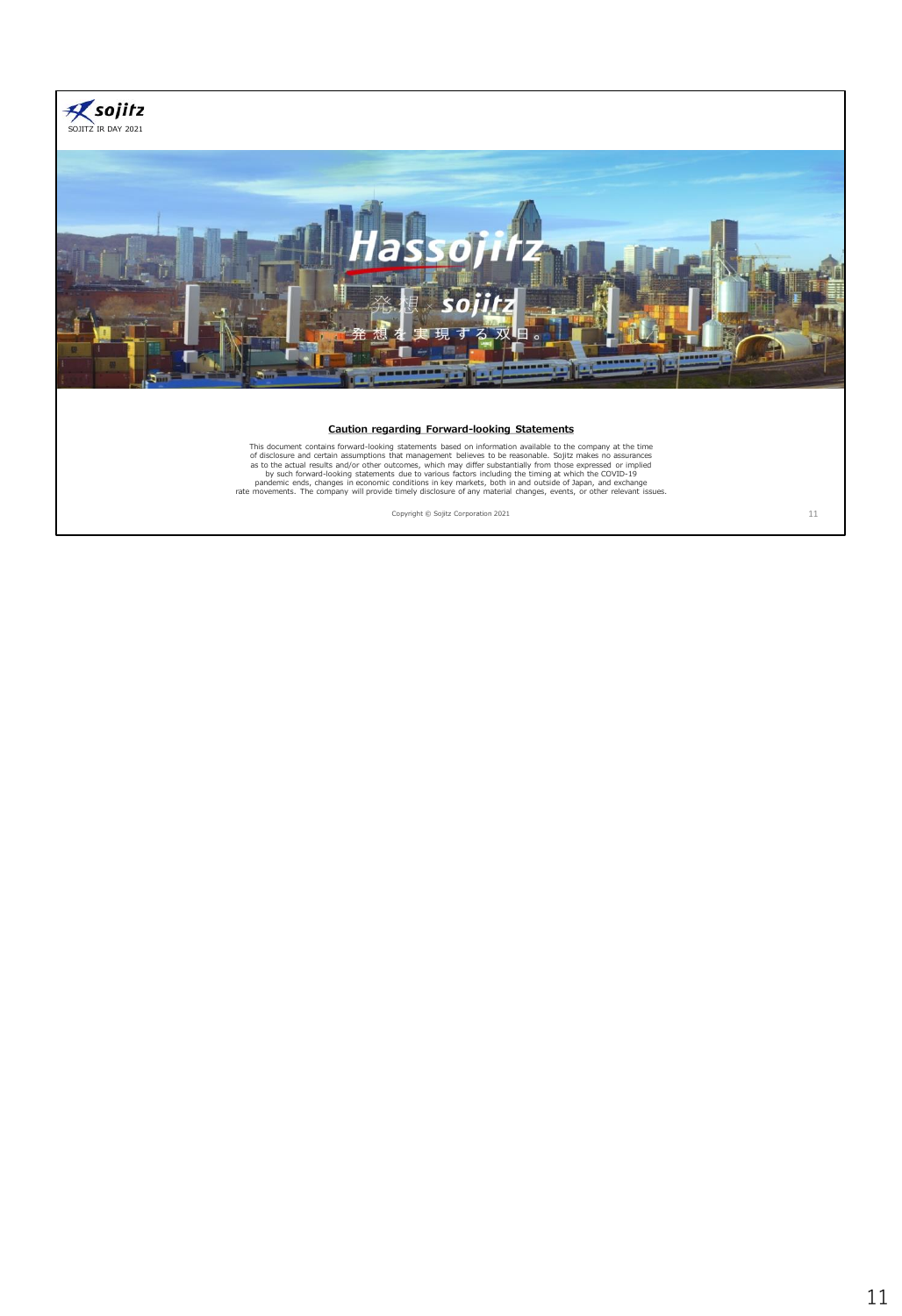Hassojitz

発想 × sojitz

発想を実現する双日。

**Caution regarding Forward-looking Statements**

This document contains forward-looking statements based on information available to the company at the time of disclosure and certain assumptions that management believes to be reasonable. Sojitz makes no assurances as to the actual results and/or other outcomes, which may differ substantially from those expressed or implied by such forward-looking statements due to various factors including the timing at which the COVID-19 pandemic ends, changes in economic conditions in key markets, both in and outside of Japan, and exchange rate movements. The company will provide timely disclosure of any material changes, events, or other relevant issues.

Copyright © Sojitz Corporation 2021